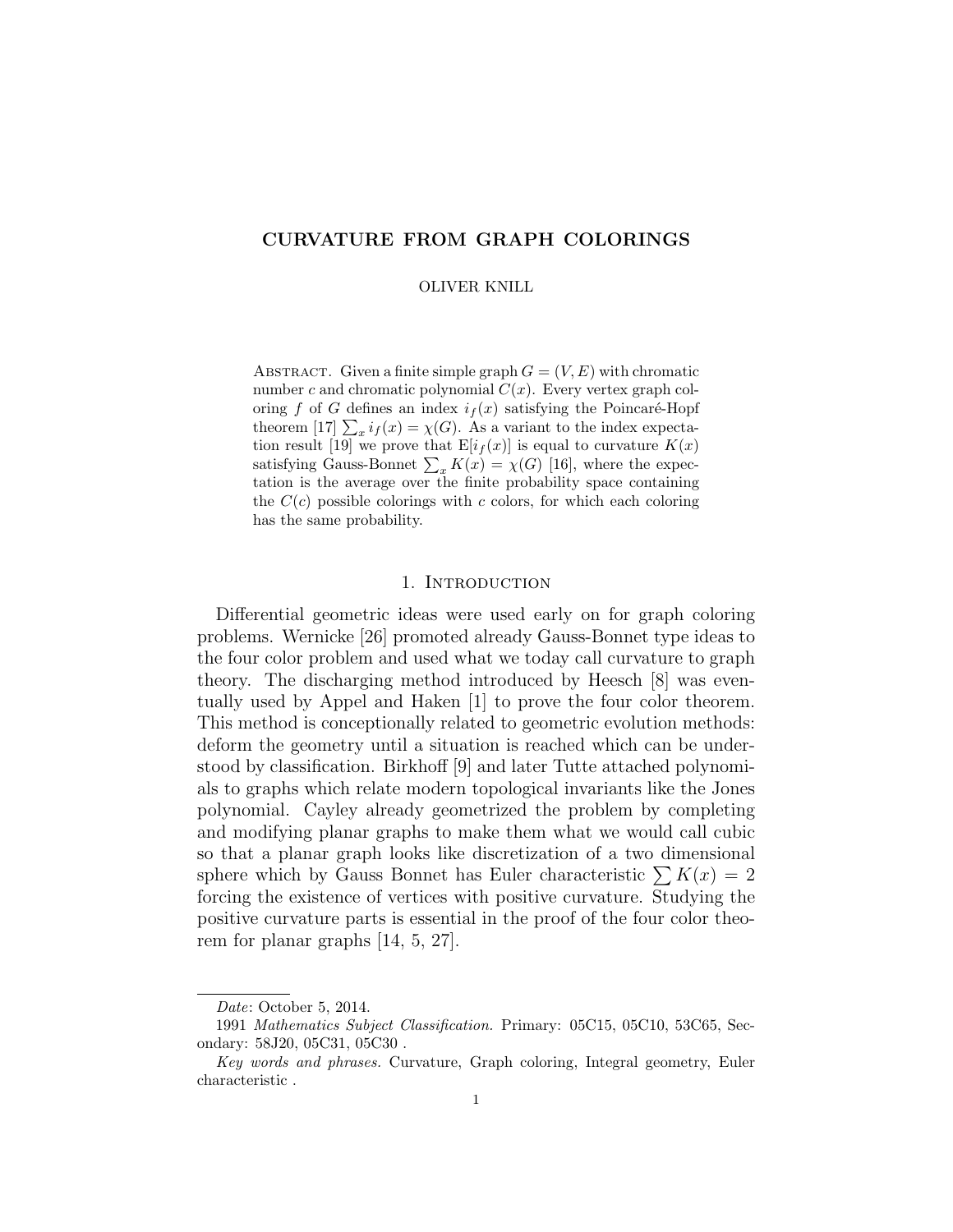# CURVATURE FROM GRAPH COLORINGS

OLIVER KNILL

Abstract. Given a finite simple graph $G = (V, E)$ with chromatic number $c$ and chromatic polynomial $C(x)$. Every vertex graph coloring $f$ of $G$ defines an index $i_f(x)$ satisfying the Poincaré-Hopf theorem [17] $\sum_x i_f(x) = \chi(G)$. As a variant to the index expectation result [19] we prove that $\mathrm{E}[i_f(x)]$ is equal to curvature $K(x)$ satisfying Gauss-Bonnet $\sum_x K(x) = \chi(G)$ [16], where the expectation is the average over the finite probability space containing the $C(c)$ possible colorings with $c$ colors, for which each coloring has the same probability.

## 1. Introduction

Differential geometric ideas were used early on for graph coloring problems. Wernicke [26] promoted already Gauss-Bonnet type ideas to the four color problem and used what we today call curvature to graph theory. The discharging method introduced by Heesch [8] was eventually used by Appel and Haken [1] to prove the four color theorem. This method is conceptionally related to geometric evolution methods: deform the geometry until a situation is reached which can be understood by classification. Birkhoff [9] and later Tutte attached polynomials to graphs which relate modern topological invariants like the Jones polynomial. Cayley already geometrized the problem by completing and modifying planar graphs to make them what we would call cubic so that a planar graph looks like discretization of a two dimensional sphere which by Gauss Bonnet has Euler characteristic $\sum K(x) = 2$ forcing the existence of vertices with positive curvature. Studying the positive curvature parts is essential in the proof of the four color theorem for planar graphs [14, 5, 27].

---

*Date*: October 5, 2014.

1991 *Mathematics Subject Classification.* Primary: 05C15, 05C10, 53C65, Secondary: 58J20, 05C31, 05C30 .

*Key words and phrases.* Curvature, Graph coloring, Integral geometry, Euler characteristic .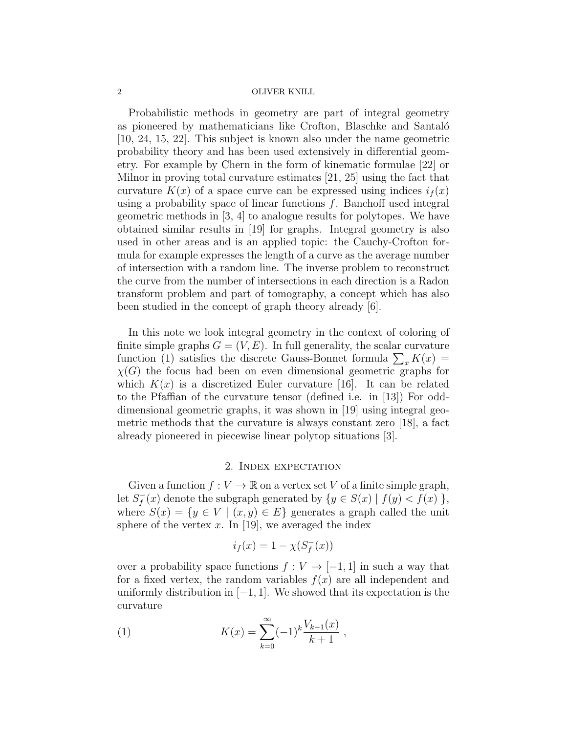Probabilistic methods in geometry are part of integral geometry as pioneered by mathematicians like Crofton, Blaschke and Santaló [10, 24, 15, 22]. This subject is known also under the name geometric probability theory and has been used extensively in differential geometry. For example by Chern in the form of kinematic formulae [22] or Milnor in proving total curvature estimates [21, 25] using the fact that curvature $K(x)$ of a space curve can be expressed using indices $i_f(x)$ using a probability space of linear functions $f$. Banchoff used integral geometric methods in [3, 4] to analogue results for polytopes. We have obtained similar results in [19] for graphs. Integral geometry is also used in other areas and is an applied topic: the Cauchy-Crofton formula for example expresses the length of a curve as the average number of intersection with a random line. The inverse problem to reconstruct the curve from the number of intersections in each direction is a Radon transform problem and part of tomography, a concept which has also been studied in the concept of graph theory already [6].

In this note we look integral geometry in the context of coloring of finite simple graphs $G = (V, E)$. In full generality, the scalar curvature function (1) satisfies the discrete Gauss-Bonnet formula $\sum_x K(x) = \chi(G)$ the focus had been on even dimensional geometric graphs for which $K(x)$ is a discretized Euler curvature [16]. It can be related to the Pfaffian of the curvature tensor (defined i.e. in [13]) For odd-dimensional geometric graphs, it was shown in [19] using integral geometric methods that the curvature is always constant zero [18], a fact already pioneered in piecewise linear polytop situations [3].

## 2. Index expectation

Given a function $f : V \to \mathbb{R}$ on a vertex set $V$ of a finite simple graph, let $S_f^-(x)$ denote the subgraph generated by $\{y \in S(x) \mid f(y) < f(x)\}$, where $S(x) = \{y \in V \mid (x, y) \in E\}$ generates a graph called the unit sphere of the vertex $x$. In [19], we averaged the index

$$i_f(x) = 1 - \chi(S_f^-(x))$$

over a probability space functions $f : V \to [-1, 1]$ in such a way that for a fixed vertex, the random variables $f(x)$ are all independent and uniformly distribution in $[-1, 1]$. We showed that its expectation is the curvature

$$K(x) = \sum_{k=0}^{\infty} (-1)^k \frac{V_{k-1}(x)}{k+1} , \tag{1}$$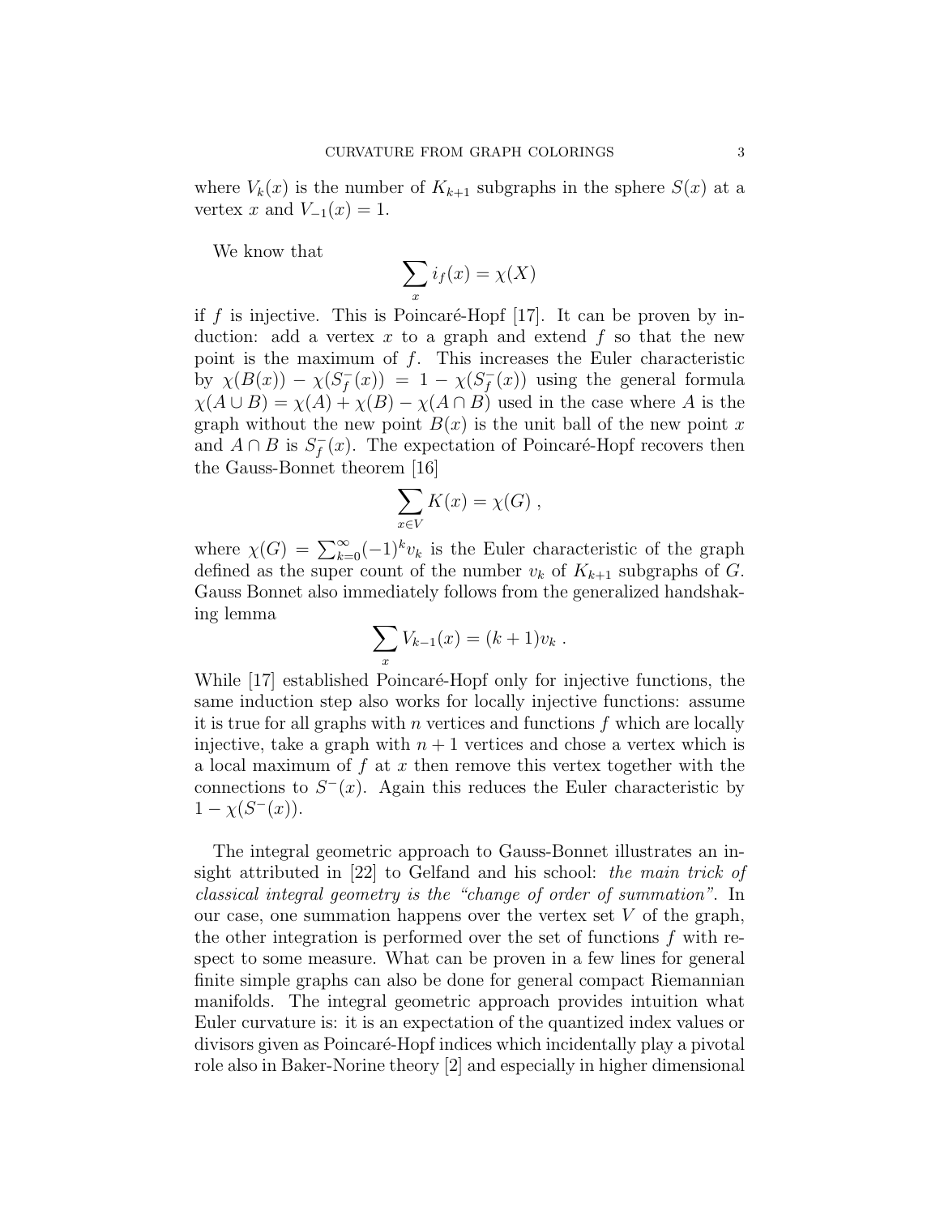where $V_k(x)$ is the number of $K_{k+1}$ subgraphs in the sphere $S(x)$ at a vertex $x$ and $V_{-1}(x) = 1$.

We know that

$$\sum_x i_f(x) = \chi(X)$$

if $f$ is injective. This is Poincaré-Hopf [17]. It can be proven by induction: add a vertex $x$ to a graph and extend $f$ so that the new point is the maximum of $f$. This increases the Euler characteristic by $\chi(B(x)) - \chi(S_f^-(x)) = 1 - \chi(S_f^-(x))$ using the general formula $\chi(A \cup B) = \chi(A) + \chi(B) - \chi(A \cap B)$ used in the case where $A$ is the graph without the new point $B(x)$ is the unit ball of the new point $x$ and $A \cap B$ is $S_f^-(x)$. The expectation of Poincaré-Hopf recovers then the Gauss-Bonnet theorem [16]

$$\sum_{x \in V} K(x) = \chi(G) ,$$

where $\chi(G) = \sum_{k=0}^{\infty} (-1)^k v_k$ is the Euler characteristic of the graph defined as the super count of the number $v_k$ of $K_{k+1}$ subgraphs of $G$. Gauss Bonnet also immediately follows from the generalized handshaking lemma

$$\sum_x V_{k-1}(x) = (k+1) v_k .$$

While [17] established Poincaré-Hopf only for injective functions, the same induction step also works for locally injective functions: assume it is true for all graphs with $n$ vertices and functions $f$ which are locally injective, take a graph with $n+1$ vertices and chose a vertex which is a local maximum of $f$ at $x$ then remove this vertex together with the connections to $S^-(x)$. Again this reduces the Euler characteristic by $1 - \chi(S^-(x))$.

The integral geometric approach to Gauss-Bonnet illustrates an insight attributed in [22] to Gelfand and his school: *the main trick of classical integral geometry is the "change of order of summation"*. In our case, one summation happens over the vertex set $V$ of the graph, the other integration is performed over the set of functions $f$ with respect to some measure. What can be proven in a few lines for general finite simple graphs can also be done for general compact Riemannian manifolds. The integral geometric approach provides intuition what Euler curvature is: it is an expectation of the quantized index values or divisors given as Poincaré-Hopf indices which incidentally play a pivotal role also in Baker-Norine theory [2] and especially in higher dimensional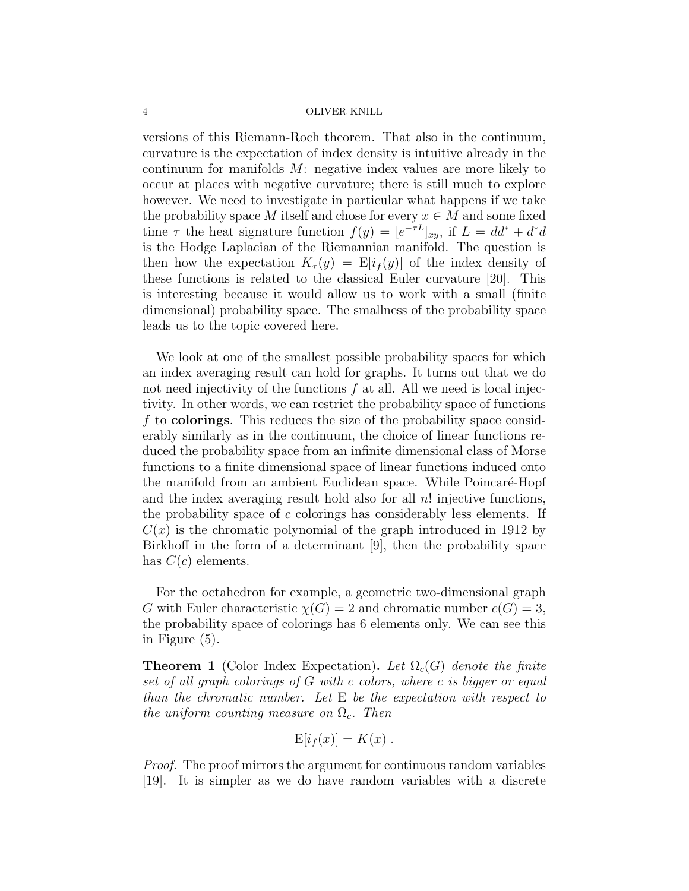versions of this Riemann-Roch theorem. That also in the continuum, curvature is the expectation of index density is intuitive already in the continuum for manifolds $M$: negative index values are more likely to occur at places with negative curvature; there is still much to explore however. We need to investigate in particular what happens if we take the probability space $M$ itself and chose for every $x \in M$ and some fixed time $\tau$ the heat signature function $f(y) = [e^{-\tau L}]_{xy}$, if $L = dd^* + d^*d$ is the Hodge Laplacian of the Riemannian manifold. The question is then how the expectation $K_\tau(y) = \mathrm{E}[i_f(y)]$ of the index density of these functions is related to the classical Euler curvature [20]. This is interesting because it would allow us to work with a small (finite dimensional) probability space. The smallness of the probability space leads us to the topic covered here.

We look at one of the smallest possible probability spaces for which an index averaging result can hold for graphs. It turns out that we do not need injectivity of the functions $f$ at all. All we need is local injectivity. In other words, we can restrict the probability space of functions $f$ to **colorings**. This reduces the size of the probability space considerably similarly as in the continuum, the choice of linear functions reduced the probability space from an infinite dimensional class of Morse functions to a finite dimensional space of linear functions induced onto the manifold from an ambient Euclidean space. While Poincaré-Hopf and the index averaging result hold also for all $n!$ injective functions, the probability space of $c$ colorings has considerably less elements. If $C(x)$ is the chromatic polynomial of the graph introduced in 1912 by Birkhoff in the form of a determinant [9], then the probability space has $C(c)$ elements.

For the octahedron for example, a geometric two-dimensional graph $G$ with Euler characteristic $\chi(G) = 2$ and chromatic number $c(G) = 3$, the probability space of colorings has 6 elements only. We can see this in Figure (5).

**Theorem 1** (Color Index Expectation). *Let $\Omega_c(G)$ denote the finite set of all graph colorings of $G$ with $c$ colors, where $c$ is bigger or equal than the chromatic number. Let* E *be the expectation with respect to the uniform counting measure on $\Omega_c$. Then*

$$\mathrm{E}[i_f(x)] = K(x) \; .$$

*Proof.* The proof mirrors the argument for continuous random variables [19]. It is simpler as we do have random variables with a discrete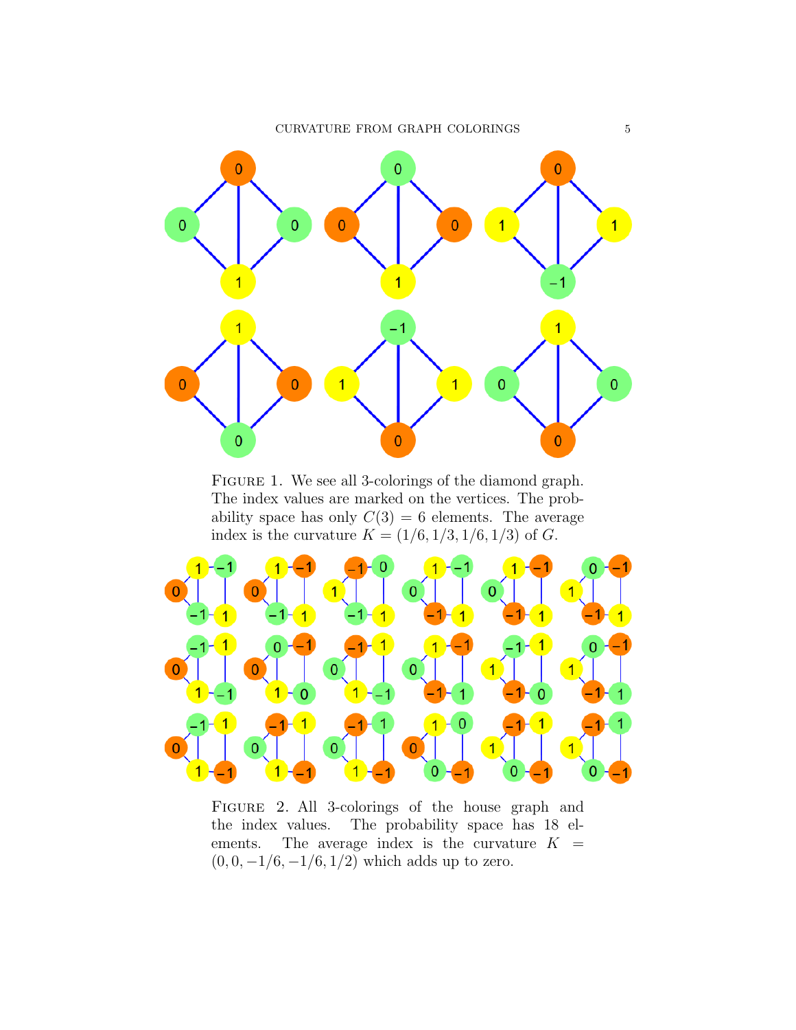Figure 1. We see all 3-colorings of the diamond graph. The index values are marked on the vertices. The probability space has only $C(3) = 6$ elements. The average index is the curvature $K = (1/6, 1/3, 1/6, 1/3)$ of $G$.

Figure 2. All 3-colorings of the house graph and the index values. The probability space has 18 elements. The average index is the curvature $K = (0, 0, -1/6, -1/6, 1/2)$ which adds up to zero.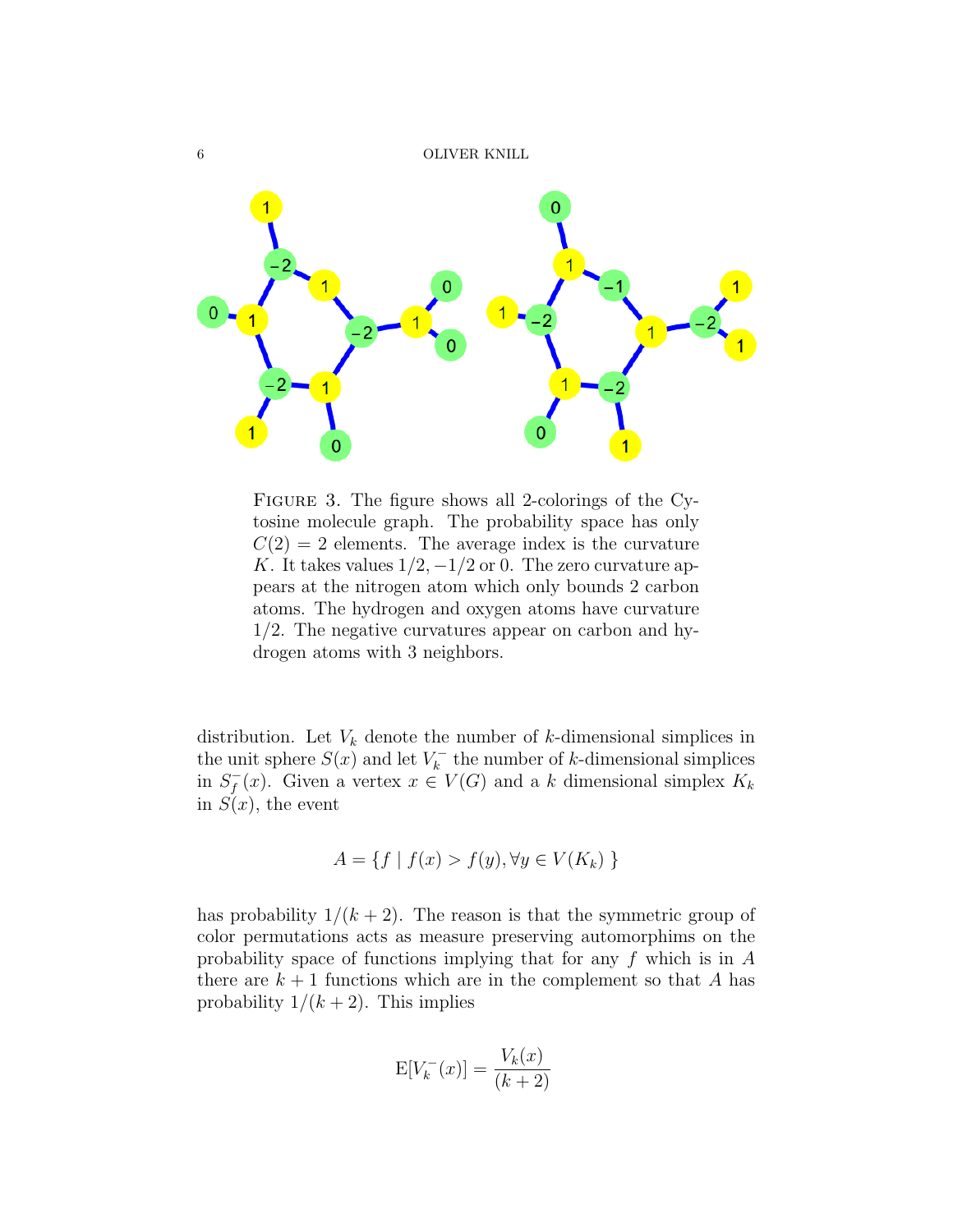FIGURE 3. The figure shows all 2-colorings of the Cytosine molecule graph. The probability space has only $C(2) = 2$ elements. The average index is the curvature $K$. It takes values $1/2, -1/2$ or $0$. The zero curvature appears at the nitrogen atom which only bounds 2 carbon atoms. The hydrogen and oxygen atoms have curvature $1/2$. The negative curvatures appear on carbon and hydrogen atoms with 3 neighbors.

distribution. Let $V_k$ denote the number of $k$-dimensional simplices in the unit sphere $S(x)$ and let $V_k^-$ the number of $k$-dimensional simplices in $S_f^-(x)$. Given a vertex $x \in V(G)$ and a $k$ dimensional simplex $K_k$ in $S(x)$, the event

$$A = \{ f \mid f(x) > f(y), \forall y \in V(K_k) \}$$

has probability $1/(k+2)$. The reason is that the symmetric group of color permutations acts as measure preserving automorphims on the probability space of functions implying that for any $f$ which is in $A$ there are $k+1$ functions which are in the complement so that $A$ has probability $1/(k+2)$. This implies

$$\mathrm{E}[V_k^-(x)] = \frac{V_k(x)}{(k+2)}$$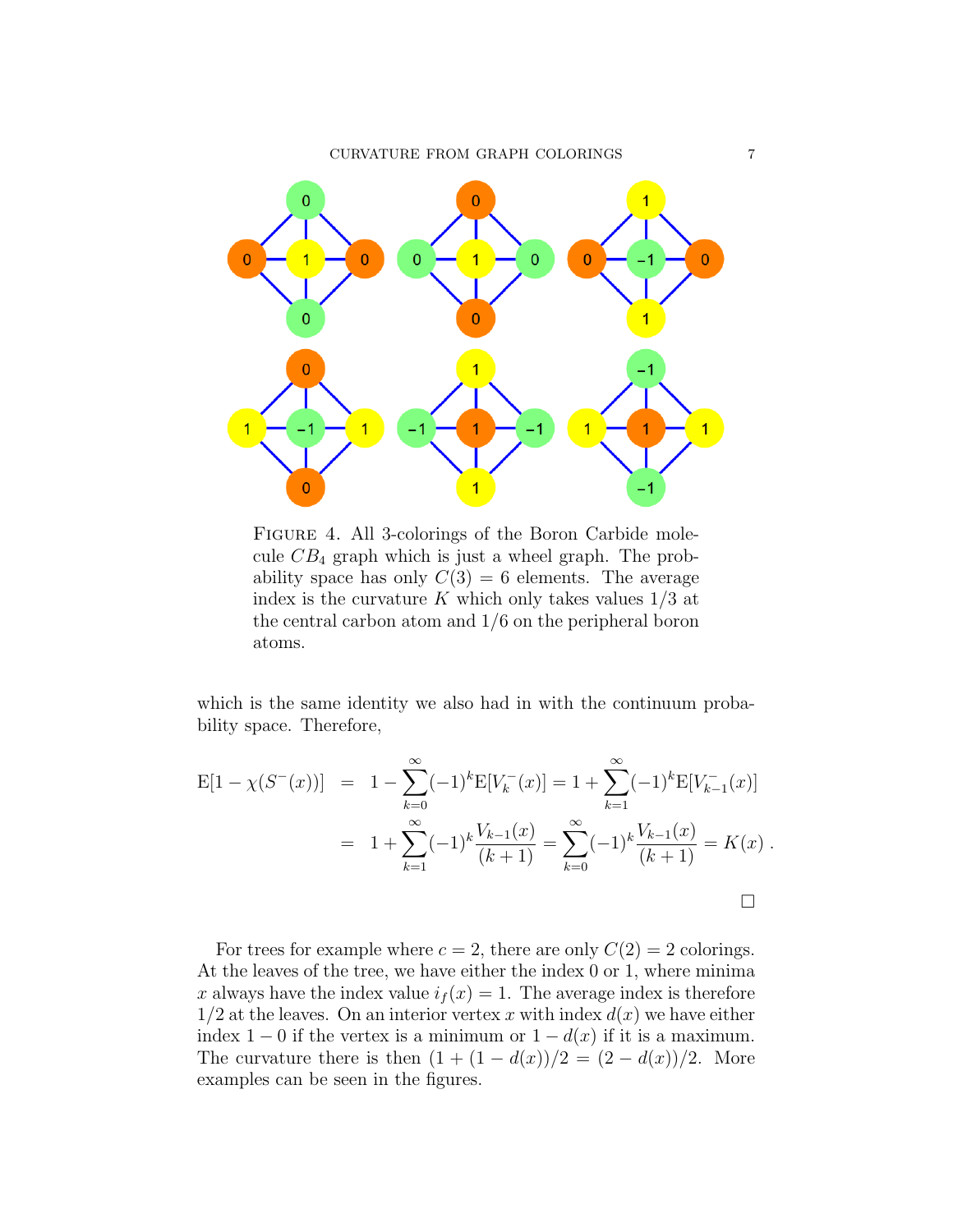FIGURE 4. All 3-colorings of the Boron Carbide molecule $CB_4$ graph which is just a wheel graph. The probability space has only $C(3) = 6$ elements. The average index is the curvature $K$ which only takes values $1/3$ at the central carbon atom and $1/6$ on the peripheral boron atoms.

which is the same identity we also had in with the continuum probability space. Therefore,

$$
\begin{aligned}
\mathrm{E}[1-\chi(S^-(x))] &= 1 - \sum_{k=0}^{\infty}(-1)^k \mathrm{E}[V_k^-(x)] = 1 + \sum_{k=1}^{\infty}(-1)^k \mathrm{E}[V_{k-1}^-(x)] \\
&= 1 + \sum_{k=1}^{\infty}(-1)^k \frac{V_{k-1}(x)}{(k+1)} = \sum_{k=0}^{\infty}(-1)^k \frac{V_{k-1}(x)}{(k+1)} = K(x) \, .
\end{aligned}
$$

□

For trees for example where $c = 2$, there are only $C(2) = 2$ colorings. At the leaves of the tree, we have either the index 0 or 1, where minima $x$ always have the index value $i_f(x) = 1$. The average index is therefore $1/2$ at the leaves. On an interior vertex $x$ with index $d(x)$ we have either index $1 - 0$ if the vertex is a minimum or $1 - d(x)$ if it is a maximum. The curvature there is then $(1 + (1 - d(x))/2 = (2 - d(x))/2$. More examples can be seen in the figures.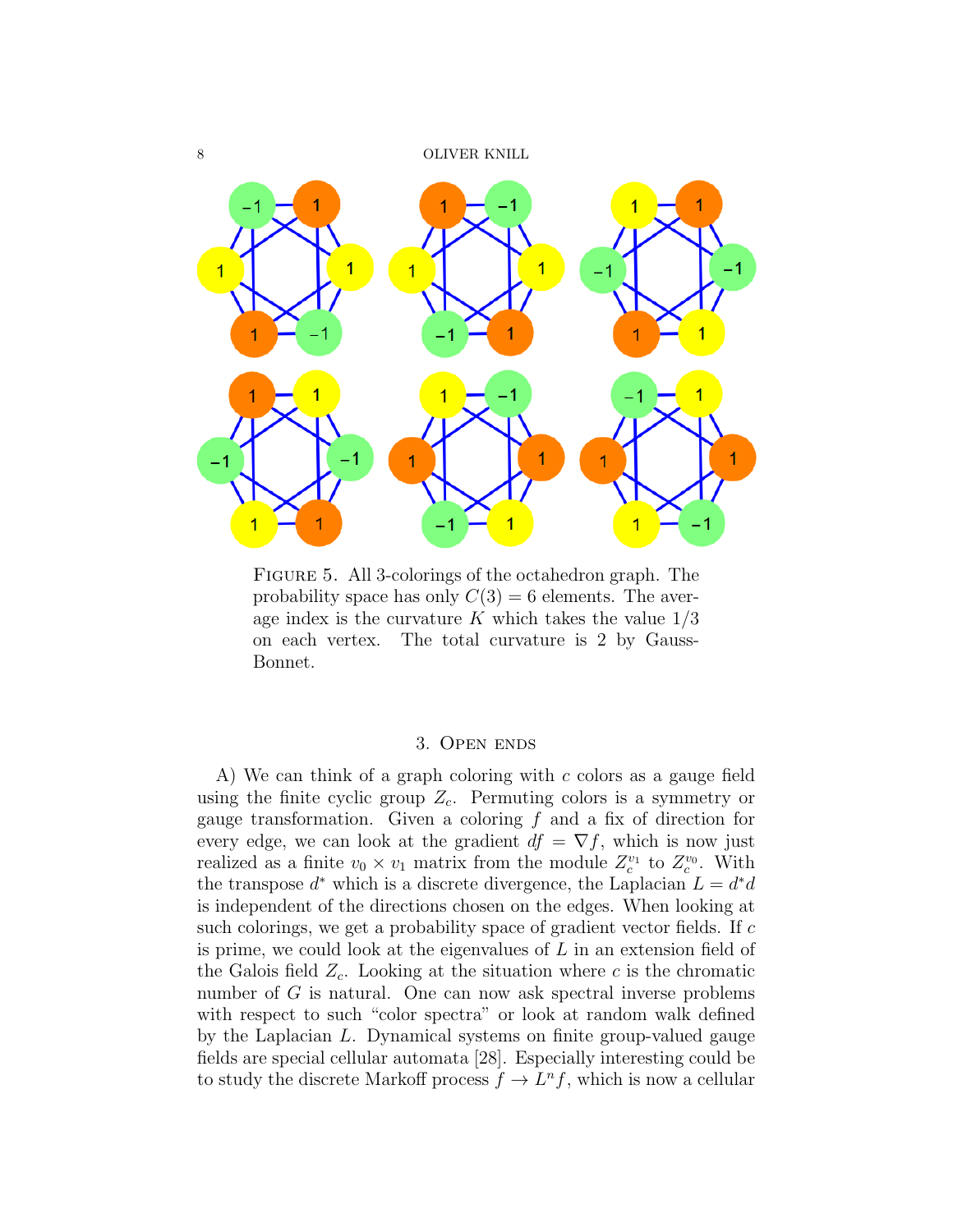FIGURE 5. All 3-colorings of the octahedron graph. The probability space has only $C(3) = 6$ elements. The average index is the curvature $K$ which takes the value $1/3$ on each vertex. The total curvature is 2 by Gauss-Bonnet.

## 3. Open ends

A) We can think of a graph coloring with $c$ colors as a gauge field using the finite cyclic group $Z_c$. Permuting colors is a symmetry or gauge transformation. Given a coloring $f$ and a fix of direction for every edge, we can look at the gradient $df = \nabla f$, which is now just realized as a finite $v_0 \times v_1$ matrix from the module $Z_c^{v_1}$ to $Z_c^{v_0}$. With the transpose $d^*$ which is a discrete divergence, the Laplacian $L = d^* d$ is independent of the directions chosen on the edges. When looking at such colorings, we get a probability space of gradient vector fields. If $c$ is prime, we could look at the eigenvalues of $L$ in an extension field of the Galois field $Z_c$. Looking at the situation where $c$ is the chromatic number of $G$ is natural. One can now ask spectral inverse problems with respect to such "color spectra" or look at random walk defined by the Laplacian $L$. Dynamical systems on finite group-valued gauge fields are special cellular automata [28]. Especially interesting could be to study the discrete Markoff process $f \to L^n f$, which is now a cellular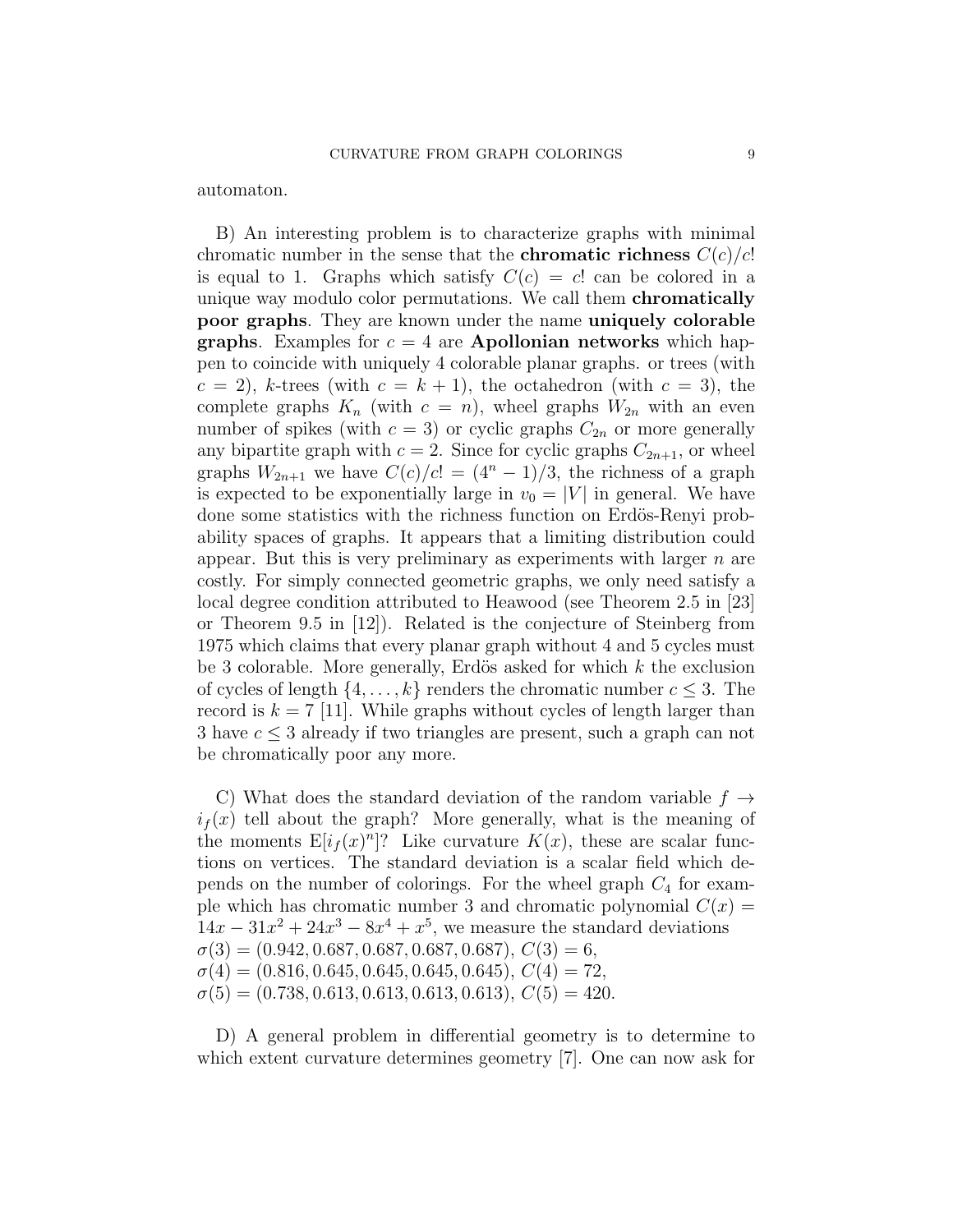automaton.

B) An interesting problem is to characterize graphs with minimal chromatic number in the sense that the **chromatic richness** $C(c)/c!$ is equal to 1. Graphs which satisfy $C(c) = c!$ can be colored in a unique way modulo color permutations. We call them **chromatically poor graphs**. They are known under the name **uniquely colorable graphs**. Examples for $c = 4$ are **Apollonian networks** which happen to coincide with uniquely 4 colorable planar graphs. or trees (with $c = 2$), $k$-trees (with $c = k + 1$), the octahedron (with $c = 3$), the complete graphs $K_n$ (with $c = n$), wheel graphs $W_{2n}$ with an even number of spikes (with $c = 3$) or cyclic graphs $C_{2n}$ or more generally any bipartite graph with $c = 2$. Since for cyclic graphs $C_{2n+1}$, or wheel graphs $W_{2n+1}$ we have $C(c)/c! = (4^n - 1)/3$, the richness of a graph is expected to be exponentially large in $v_0 = |V|$ in general. We have done some statistics with the richness function on Erdös-Renyi probability spaces of graphs. It appears that a limiting distribution could appear. But this is very preliminary as experiments with larger $n$ are costly. For simply connected geometric graphs, we only need satisfy a local degree condition attributed to Heawood (see Theorem 2.5 in [23] or Theorem 9.5 in [12]). Related is the conjecture of Steinberg from 1975 which claims that every planar graph without 4 and 5 cycles must be 3 colorable. More generally, Erdös asked for which $k$ the exclusion of cycles of length $\{4, \ldots, k\}$ renders the chromatic number $c \leq 3$. The record is $k = 7$ [11]. While graphs without cycles of length larger than 3 have $c \leq 3$ already if two triangles are present, such a graph can not be chromatically poor any more.

C) What does the standard deviation of the random variable $f \to i_f(x)$ tell about the graph? More generally, what is the meaning of the moments $\mathrm{E}[i_f(x)^n]$? Like curvature $K(x)$, these are scalar functions on vertices. The standard deviation is a scalar field which depends on the number of colorings. For the wheel graph $C_4$ for example which has chromatic number 3 and chromatic polynomial $C(x) = 14x - 31x^2 + 24x^3 - 8x^4 + x^5$, we measure the standard deviations
$\sigma(3) = (0.942, 0.687, 0.687, 0.687, 0.687)$, $C(3) = 6$,
$\sigma(4) = (0.816, 0.645, 0.645, 0.645, 0.645)$, $C(4) = 72$,
$\sigma(5) = (0.738, 0.613, 0.613, 0.613, 0.613)$, $C(5) = 420$.

D) A general problem in differential geometry is to determine to which extent curvature determines geometry [7]. One can now ask for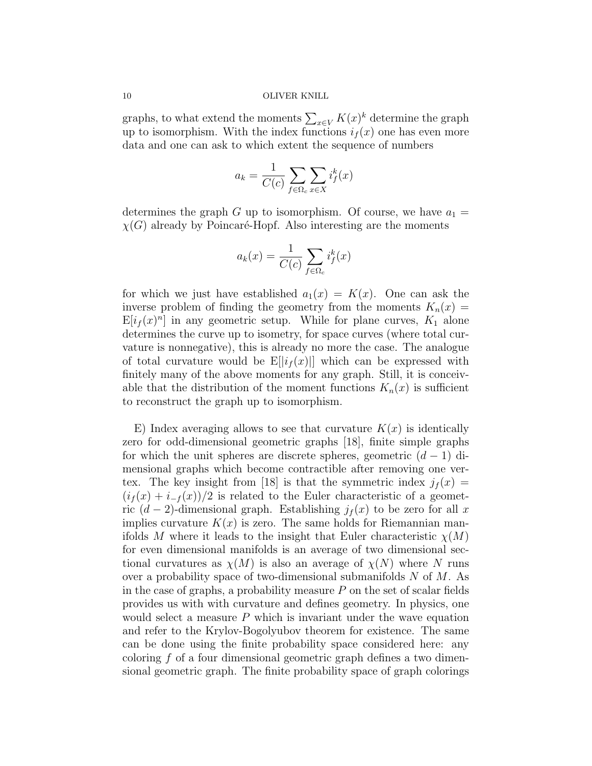graphs, to what extend the moments $\sum_{x \in V} K(x)^k$ determine the graph up to isomorphism. With the index functions $i_f(x)$ one has even more data and one can ask to which extent the sequence of numbers

$$a_k = \frac{1}{C(c)} \sum_{f \in \Omega_c} \sum_{x \in X} i_f^k(x)$$

determines the graph $G$ up to isomorphism. Of course, we have $a_1 = \chi(G)$ already by Poincaré-Hopf. Also interesting are the moments

$$a_k(x) = \frac{1}{C(c)} \sum_{f \in \Omega_c} i_f^k(x)$$

for which we just have established $a_1(x) = K(x)$. One can ask the inverse problem of finding the geometry from the moments $K_n(x) = \mathrm{E}[i_f(x)^n]$ in any geometric setup. While for plane curves, $K_1$ alone determines the curve up to isometry, for space curves (where total curvature is nonnegative), this is already no more the case. The analogue of total curvature would be $\mathrm{E}[|i_f(x)|]$ which can be expressed with finitely many of the above moments for any graph. Still, it is conceivable that the distribution of the moment functions $K_n(x)$ is sufficient to reconstruct the graph up to isomorphism.

E) Index averaging allows to see that curvature $K(x)$ is identically zero for odd-dimensional geometric graphs [18], finite simple graphs for which the unit spheres are discrete spheres, geometric $(d-1)$ dimensional graphs which become contractible after removing one vertex. The key insight from [18] is that the symmetric index $j_f(x) = (i_f(x) + i_{-f}(x))/2$ is related to the Euler characteristic of a geometric $(d-2)$-dimensional graph. Establishing $j_f(x)$ to be zero for all $x$ implies curvature $K(x)$ is zero. The same holds for Riemannian manifolds $M$ where it leads to the insight that Euler characteristic $\chi(M)$ for even dimensional manifolds is an average of two dimensional sectional curvatures as $\chi(M)$ is also an average of $\chi(N)$ where $N$ runs over a probability space of two-dimensional submanifolds $N$ of $M$. As in the case of graphs, a probability measure $P$ on the set of scalar fields provides us with with curvature and defines geometry. In physics, one would select a measure $P$ which is invariant under the wave equation and refer to the Krylov-Bogolyubov theorem for existence. The same can be done using the finite probability space considered here: any coloring $f$ of a four dimensional geometric graph defines a two dimensional geometric graph. The finite probability space of graph colorings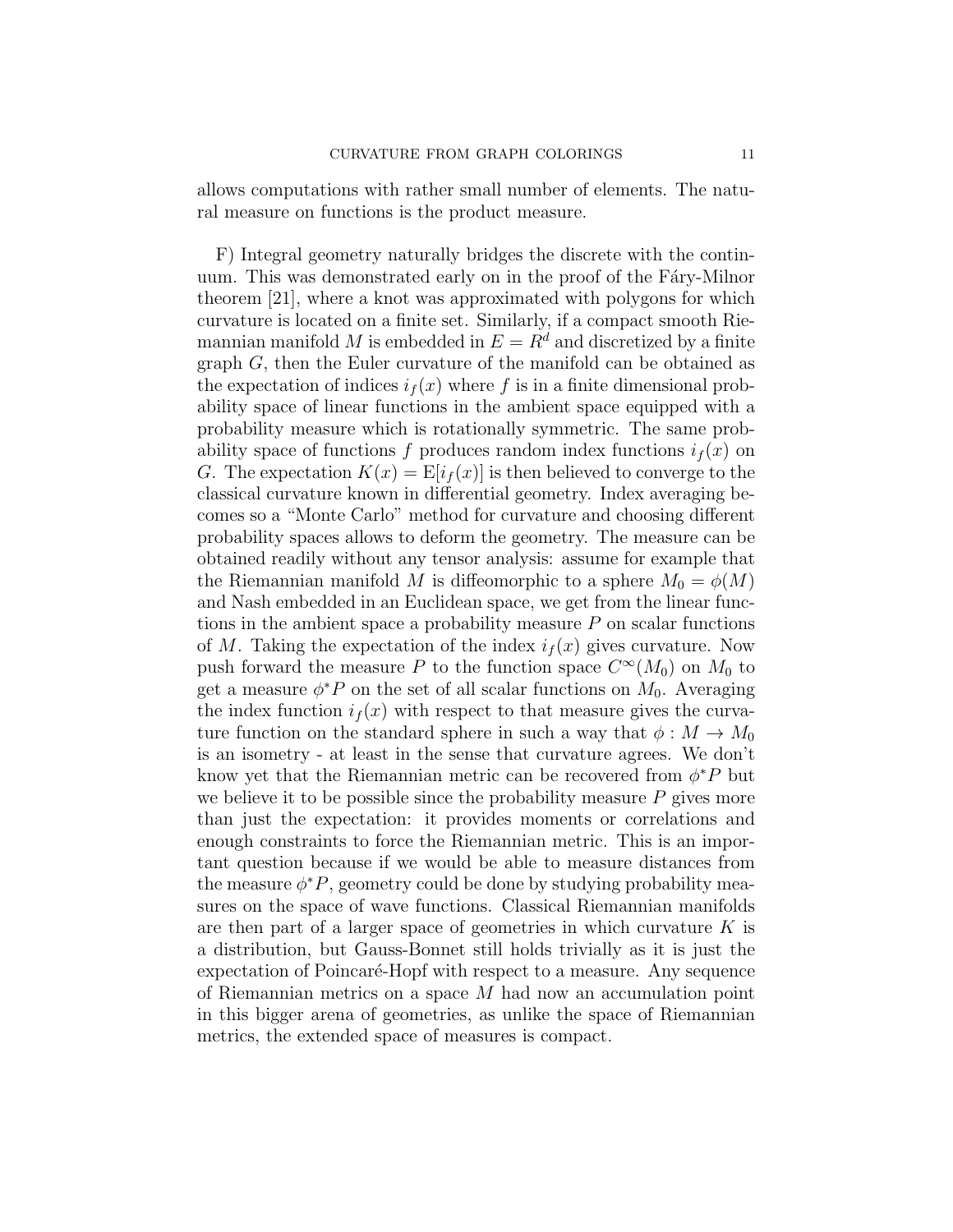allows computations with rather small number of elements. The natural measure on functions is the product measure.

F) Integral geometry naturally bridges the discrete with the continuum. This was demonstrated early on in the proof of the Fáry-Milnor theorem [21], where a knot was approximated with polygons for which curvature is located on a finite set. Similarly, if a compact smooth Riemannian manifold $M$ is embedded in $E = R^d$ and discretized by a finite graph $G$, then the Euler curvature of the manifold can be obtained as the expectation of indices $i_f(x)$ where $f$ is in a finite dimensional probability space of linear functions in the ambient space equipped with a probability measure which is rotationally symmetric. The same probability space of functions $f$ produces random index functions $i_f(x)$ on $G$. The expectation $K(x) = \mathrm{E}[i_f(x)]$ is then believed to converge to the classical curvature known in differential geometry. Index averaging becomes so a "Monte Carlo" method for curvature and choosing different probability spaces allows to deform the geometry. The measure can be obtained readily without any tensor analysis: assume for example that the Riemannian manifold $M$ is diffeomorphic to a sphere $M_0 = \phi(M)$ and Nash embedded in an Euclidean space, we get from the linear functions in the ambient space a probability measure $P$ on scalar functions of $M$. Taking the expectation of the index $i_f(x)$ gives curvature. Now push forward the measure $P$ to the function space $C^\infty(M_0)$ on $M_0$ to get a measure $\phi^* P$ on the set of all scalar functions on $M_0$. Averaging the index function $i_f(x)$ with respect to that measure gives the curvature function on the standard sphere in such a way that $\phi : M \to M_0$ is an isometry - at least in the sense that curvature agrees. We don't know yet that the Riemannian metric can be recovered from $\phi^* P$ but we believe it to be possible since the probability measure $P$ gives more than just the expectation: it provides moments or correlations and enough constraints to force the Riemannian metric. This is an important question because if we would be able to measure distances from the measure $\phi^* P$, geometry could be done by studying probability measures on the space of wave functions. Classical Riemannian manifolds are then part of a larger space of geometries in which curvature $K$ is a distribution, but Gauss-Bonnet still holds trivially as it is just the expectation of Poincaré-Hopf with respect to a measure. Any sequence of Riemannian metrics on a space $M$ had now an accumulation point in this bigger arena of geometries, as unlike the space of Riemannian metrics, the extended space of measures is compact.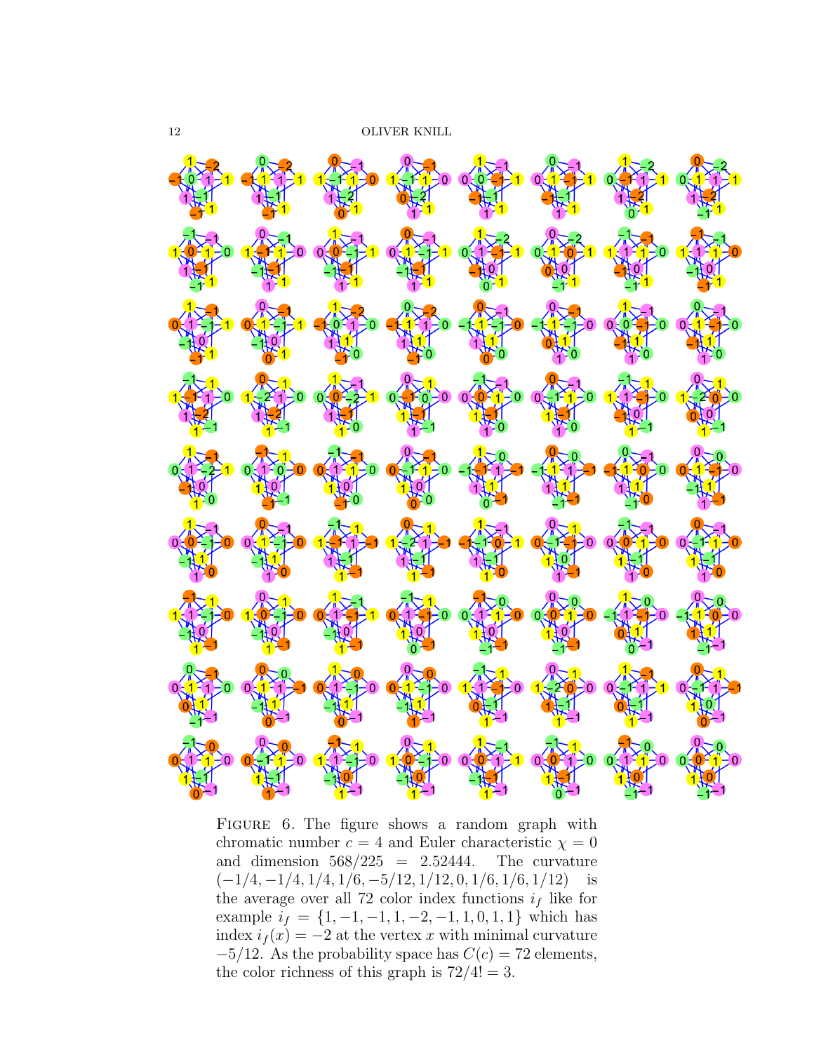FIGURE 6. The figure shows a random graph with chromatic number $c = 4$ and Euler characteristic $\chi = 0$ and dimension $568/225 = 2.52444$. The curvature $(-1/4, -1/4, 1/4, 1/6, -5/12, 1/12, 0, 1/6, 1/6, 1/12)$ is the average over all 72 color index functions $i_f$ like for example $i_f = \{1, -1, -1, 1, -2, -1, 1, 0, 1, 1\}$ which has index $i_f(x) = -2$ at the vertex $x$ with minimal curvature $-5/12$. As the probability space has $C(c) = 72$ elements, the color richness of this graph is $72/4! = 3$.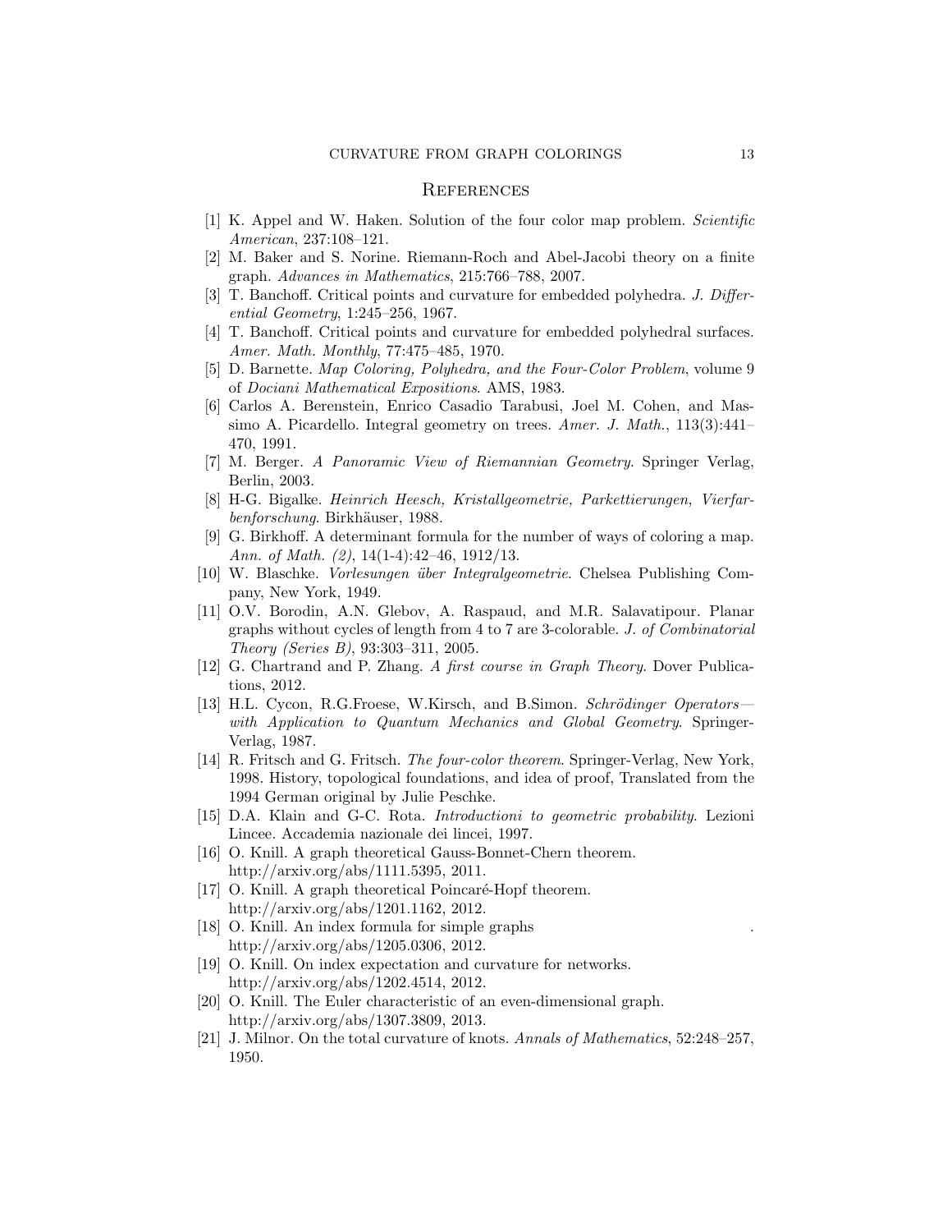## References

[1] K. Appel and W. Haken. Solution of the four color map problem. *Scientific American*, 237:108–121.

[2] M. Baker and S. Norine. Riemann-Roch and Abel-Jacobi theory on a finite graph. *Advances in Mathematics*, 215:766–788, 2007.

[3] T. Banchoff. Critical points and curvature for embedded polyhedra. *J. Differential Geometry*, 1:245–256, 1967.

[4] T. Banchoff. Critical points and curvature for embedded polyhedral surfaces. *Amer. Math. Monthly*, 77:475–485, 1970.

[5] D. Barnette. *Map Coloring, Polyhedra, and the Four-Color Problem*, volume 9 of *Dociani Mathematical Expositions*. AMS, 1983.

[6] Carlos A. Berenstein, Enrico Casadio Tarabusi, Joel M. Cohen, and Massimo A. Picardello. Integral geometry on trees. *Amer. J. Math.*, 113(3):441–470, 1991.

[7] M. Berger. *A Panoramic View of Riemannian Geometry*. Springer Verlag, Berlin, 2003.

[8] H-G. Bigalke. *Heinrich Heesch, Kristallgeometrie, Parkettierungen, Vierfarbenforschung*. Birkhäuser, 1988.

[9] G. Birkhoff. A determinant formula for the number of ways of coloring a map. *Ann. of Math. (2)*, 14(1-4):42–46, 1912/13.

[10] W. Blaschke. *Vorlesungen über Integralgeometrie*. Chelsea Publishing Company, New York, 1949.

[11] O.V. Borodin, A.N. Glebov, A. Raspaud, and M.R. Salavatipour. Planar graphs without cycles of length from 4 to 7 are 3-colorable. *J. of Combinatorial Theory (Series B)*, 93:303–311, 2005.

[12] G. Chartrand and P. Zhang. *A first course in Graph Theory*. Dover Publications, 2012.

[13] H.L. Cycon, R.G.Froese, W.Kirsch, and B.Simon. *Schrödinger Operators—with Application to Quantum Mechanics and Global Geometry*. Springer-Verlag, 1987.

[14] R. Fritsch and G. Fritsch. *The four-color theorem*. Springer-Verlag, New York, 1998. History, topological foundations, and idea of proof, Translated from the 1994 German original by Julie Peschke.

[15] D.A. Klain and G-C. Rota. *Introductioni to geometric probability*. Lezioni Lincee. Accademia nazionale dei lincei, 1997.

[16] O. Knill. A graph theoretical Gauss-Bonnet-Chern theorem. http://arxiv.org/abs/1111.5395, 2011.

[17] O. Knill. A graph theoretical Poincaré-Hopf theorem. http://arxiv.org/abs/1201.1162, 2012.

[18] O. Knill. An index formula for simple graphs . http://arxiv.org/abs/1205.0306, 2012.

[19] O. Knill. On index expectation and curvature for networks. http://arxiv.org/abs/1202.4514, 2012.

[20] O. Knill. The Euler characteristic of an even-dimensional graph. http://arxiv.org/abs/1307.3809, 2013.

[21] J. Milnor. On the total curvature of knots. *Annals of Mathematics*, 52:248–257, 1950.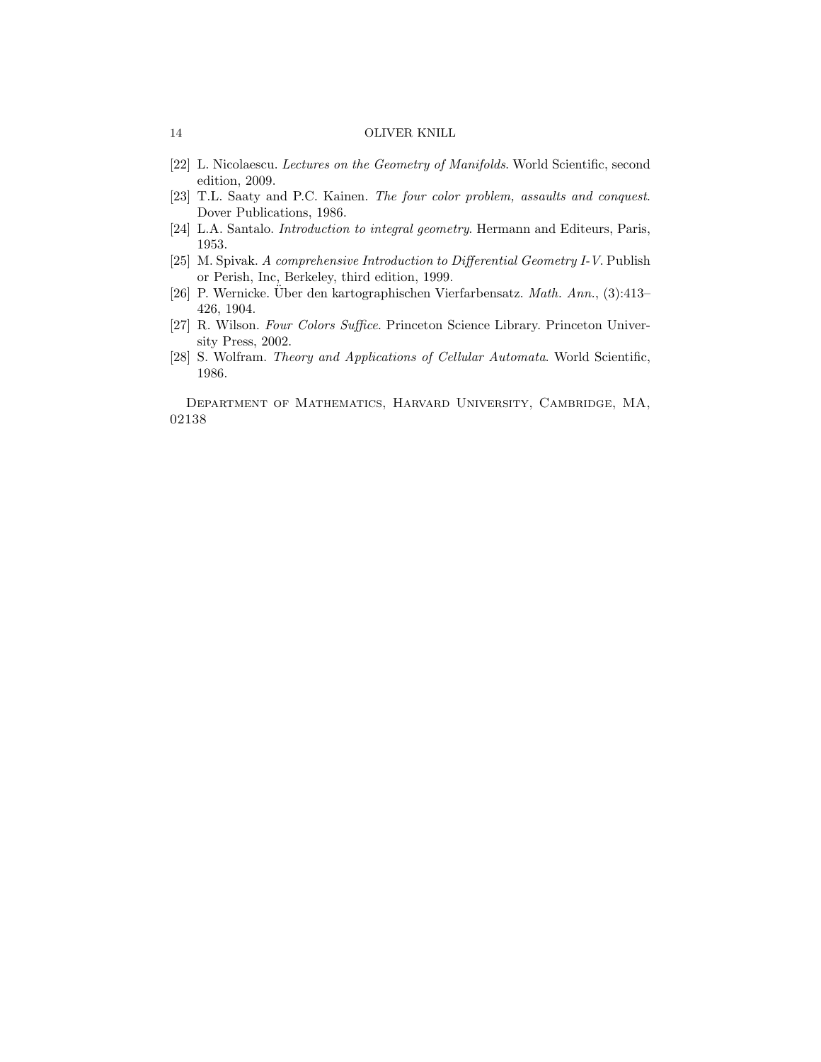[22] L. Nicolaescu. *Lectures on the Geometry of Manifolds*. World Scientific, second edition, 2009.

[23] T.L. Saaty and P.C. Kainen. *The four color problem, assaults and conquest*. Dover Publications, 1986.

[24] L.A. Santalo. *Introduction to integral geometry*. Hermann and Editeurs, Paris, 1953.

[25] M. Spivak. *A comprehensive Introduction to Differential Geometry I-V*. Publish or Perish, Inc, Berkeley, third edition, 1999.

[26] P. Wernicke. Über den kartographischen Vierfarbensatz. *Math. Ann.*, (3):413–426, 1904.

[27] R. Wilson. *Four Colors Suffice*. Princeton Science Library. Princeton University Press, 2002.

[28] S. Wolfram. *Theory and Applications of Cellular Automata*. World Scientific, 1986.

Department of Mathematics, Harvard University, Cambridge, MA, 02138